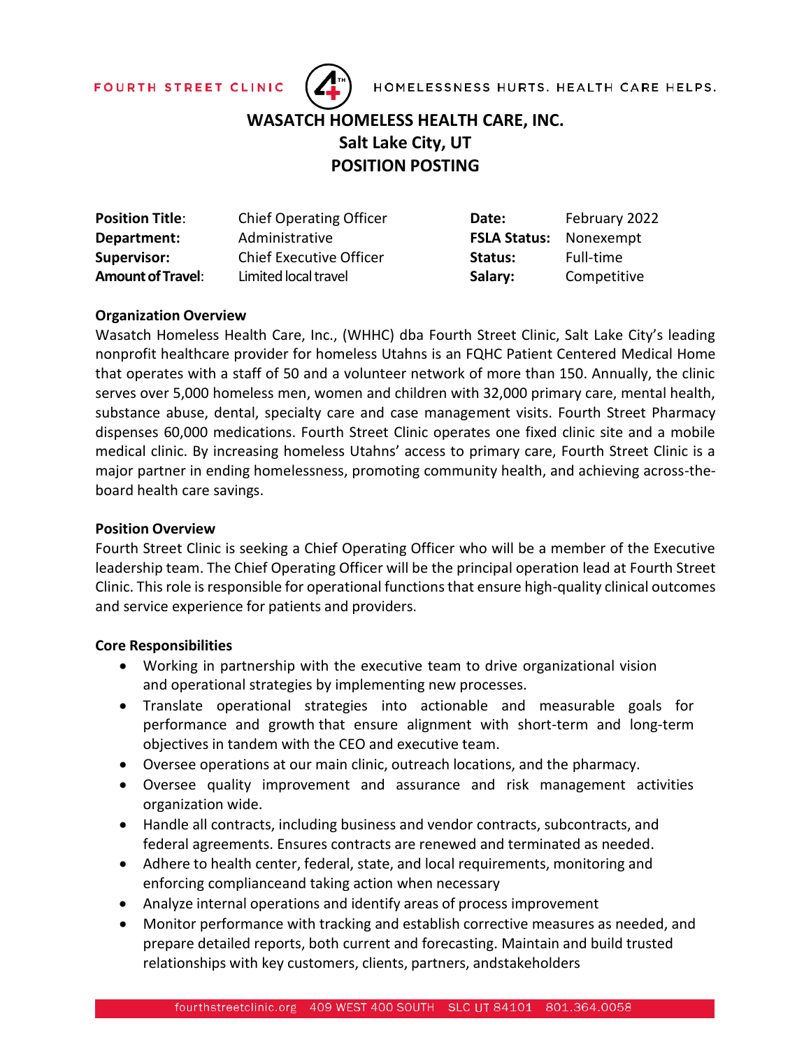FOURTH STREET CLINIC HOMELESSNESS HURTS. HEALTH CARE HELPS.

# WASATCH HOMELESS HEALTH CARE, INC.
## Salt Lake City, UT
## POSITION POSTING

| | | | |
|---|---|---|---|
| **Position Title**: | Chief Operating Officer | **Date:** | February 2022 |
| **Department:** | Administrative | **FSLA Status:** | Nonexempt |
| **Supervisor:** | Chief Executive Officer | **Status:** | Full-time |
| **Amount of Travel**: | Limited local travel | **Salary:** | Competitive |

**Organization Overview**

Wasatch Homeless Health Care, Inc., (WHHC) dba Fourth Street Clinic, Salt Lake City's leading nonprofit healthcare provider for homeless Utahns is an FQHC Patient Centered Medical Home that operates with a staff of 50 and a volunteer network of more than 150. Annually, the clinic serves over 5,000 homeless men, women and children with 32,000 primary care, mental health, substance abuse, dental, specialty care and case management visits. Fourth Street Pharmacy dispenses 60,000 medications. Fourth Street Clinic operates one fixed clinic site and a mobile medical clinic. By increasing homeless Utahns' access to primary care, Fourth Street Clinic is a major partner in ending homelessness, promoting community health, and achieving across-the-board health care savings.

**Position Overview**

Fourth Street Clinic is seeking a Chief Operating Officer who will be a member of the Executive leadership team. The Chief Operating Officer will be the principal operation lead at Fourth Street Clinic. This role is responsible for operational functions that ensure high-quality clinical outcomes and service experience for patients and providers.

**Core Responsibilities**

- Working in partnership with the executive team to drive organizational vision and operational strategies by implementing new processes.
- Translate operational strategies into actionable and measurable goals for performance and growth that ensure alignment with short-term and long-term objectives in tandem with the CEO and executive team.
- Oversee operations at our main clinic, outreach locations, and the pharmacy.
- Oversee quality improvement and assurance and risk management activities organization wide.
- Handle all contracts, including business and vendor contracts, subcontracts, and federal agreements. Ensures contracts are renewed and terminated as needed.
- Adhere to health center, federal, state, and local requirements, monitoring and enforcing complianceand taking action when necessary
- Analyze internal operations and identify areas of process improvement
- Monitor performance with tracking and establish corrective measures as needed, and prepare detailed reports, both current and forecasting. Maintain and build trusted relationships with key customers, clients, partners, andstakeholders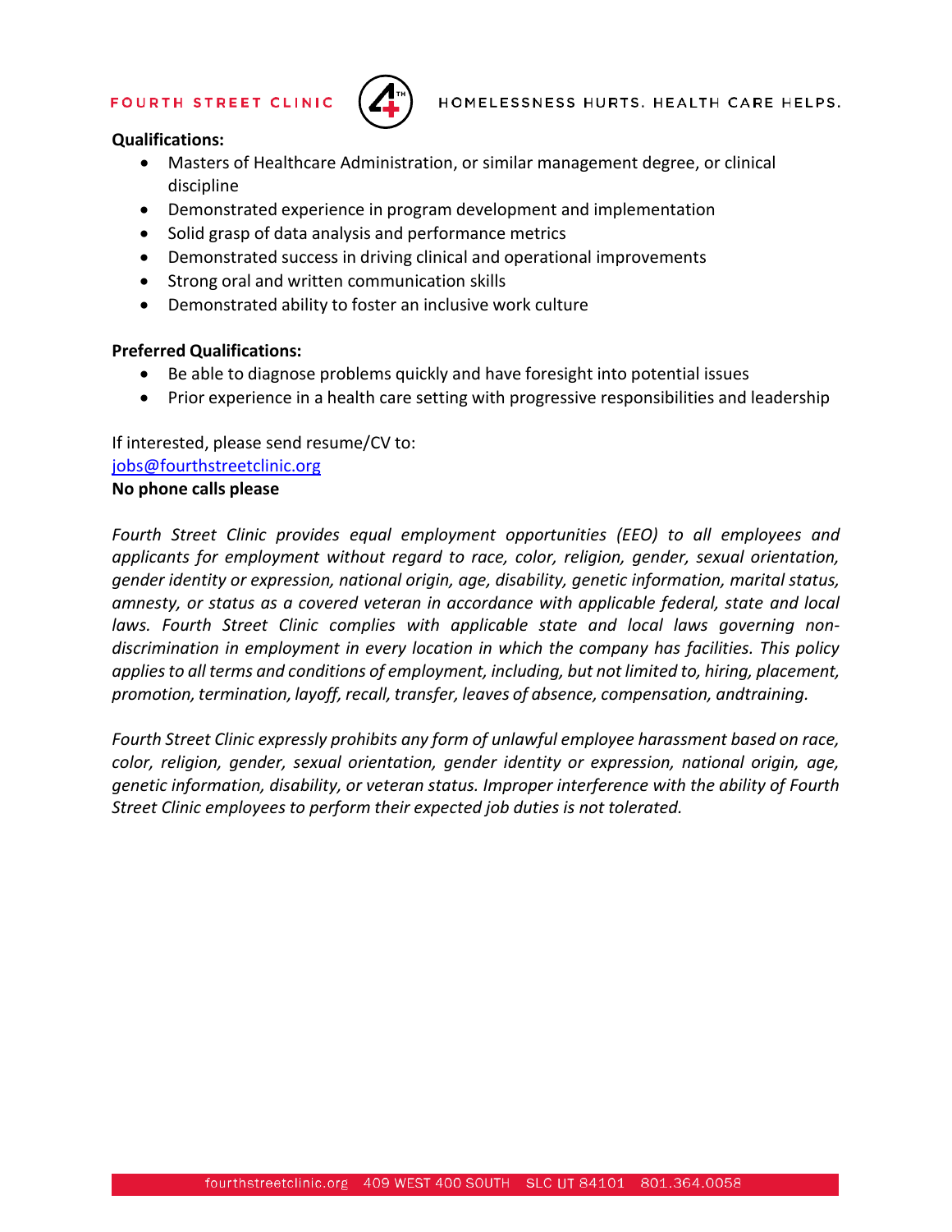**Qualifications:**

- Masters of Healthcare Administration, or similar management degree, or clinical discipline
- Demonstrated experience in program development and implementation
- Solid grasp of data analysis and performance metrics
- Demonstrated success in driving clinical and operational improvements
- Strong oral and written communication skills
- Demonstrated ability to foster an inclusive work culture

**Preferred Qualifications:**

- Be able to diagnose problems quickly and have foresight into potential issues
- Prior experience in a health care setting with progressive responsibilities and leadership

If interested, please send resume/CV to:
jobs@fourthstreetclinic.org
**No phone calls please**

*Fourth Street Clinic provides equal employment opportunities (EEO) to all employees and applicants for employment without regard to race, color, religion, gender, sexual orientation, gender identity or expression, national origin, age, disability, genetic information, marital status, amnesty, or status as a covered veteran in accordance with applicable federal, state and local laws. Fourth Street Clinic complies with applicable state and local laws governing non-discrimination in employment in every location in which the company has facilities. This policy applies to all terms and conditions of employment, including, but not limited to, hiring, placement, promotion, termination, layoff, recall, transfer, leaves of absence, compensation, andtraining.*

*Fourth Street Clinic expressly prohibits any form of unlawful employee harassment based on race, color, religion, gender, sexual orientation, gender identity or expression, national origin, age, genetic information, disability, or veteran status. Improper interference with the ability of Fourth Street Clinic employees to perform their expected job duties is not tolerated.*